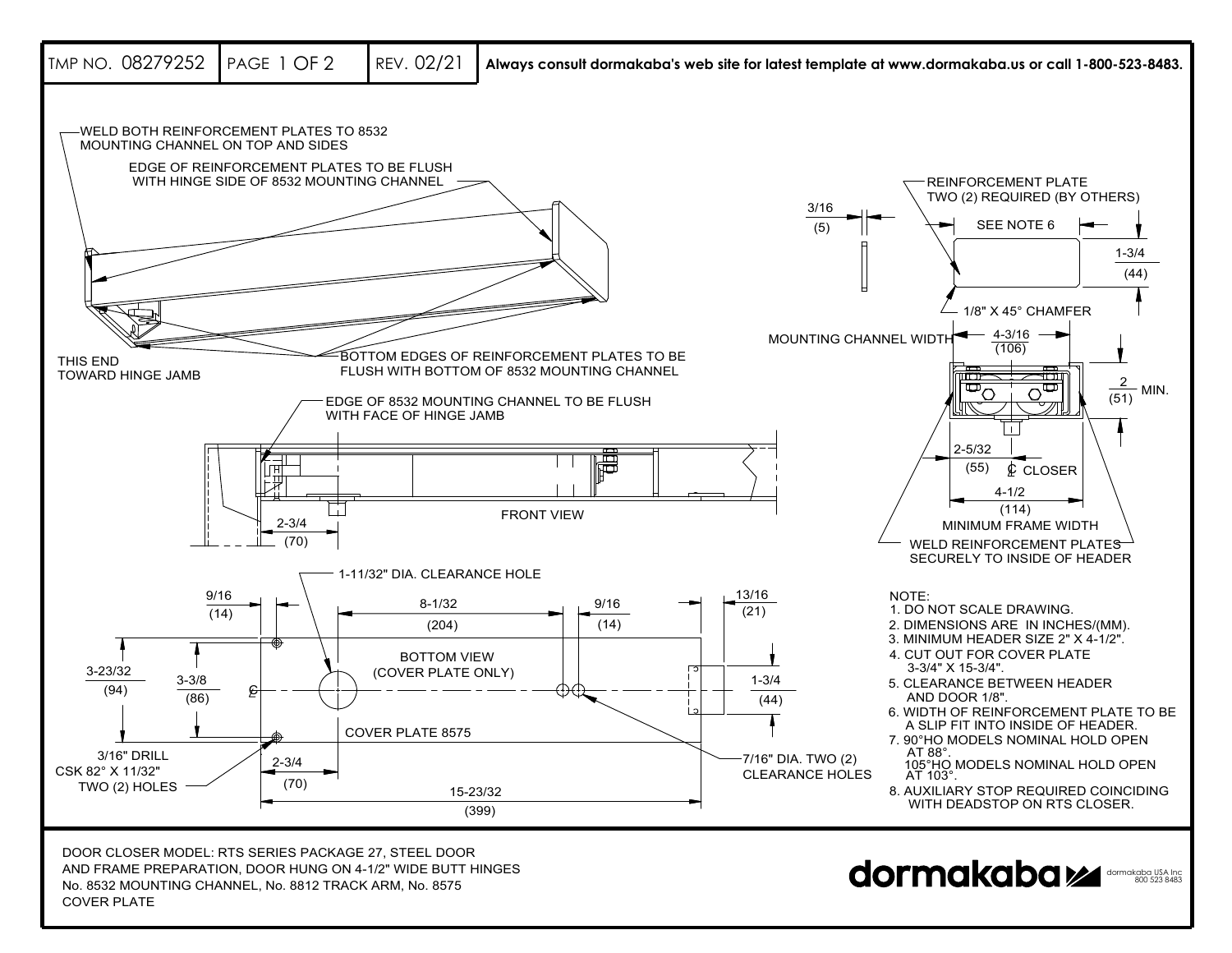TMP NO. 08279252 | PAGE 1 OF 2 | REV. 02/21 | **Always consult dormakaba's web site for latest template at www.dormakaba.us or call 1-800-523-8483.**

WELD BOTH REINFORCEMENT PLATES TO 8532 MOUNTING CHANNEL ON TOP AND SIDES

EDGE OF REINFORCEMENT PLATES TO BE FLUSH WITH HINGE SIDE OF 8532 MOUNTING CHANNEL

THIS END TOWARD HINGE JAMB

BOTTOM EDGES OF REINFORCEMENT PLATES TO BE FLUSH WITH BOTTOM OF 8532 MOUNTING CHANNEL

EDGE OF 8532 MOUNTING CHANNEL TO BE FLUSH WITH FACE OF HINGE JAMB

2-3/4 (70)

FRONT VIEW

REINFORCEMENT PLATE TWO (2) REQUIRED (BY OTHERS)

3/16 (5)

SEE NOTE 6

1-3/4 (44)

1/8" X 45° CHAMFER

MOUNTING CHANNEL WIDTH 4-3/16 (106)

2 (51) MIN.

2-5/32 (55) ℄ CLOSER

4-1/2 (114) MINIMUM FRAME WIDTH

WELD REINFORCEMENT PLATES SECURELY TO INSIDE OF HEADER

1-11/32" DIA. CLEARANCE HOLE

9/16 (14)

8-1/32 (204)

9/16 (14)

13/16 (21)

BOTTOM VIEW (COVER PLATE ONLY)

3-23/32 (94)

3-3/8 (86)

℄

1-3/4 (44)

COVER PLATE 8575

3/16" DRILL CSK 82° X 11/32" TWO (2) HOLES

2-3/4 (70)

15-23/32 (399)

7/16" DIA. TWO (2) CLEARANCE HOLES

NOTE:

1. DO NOT SCALE DRAWING.
2. DIMENSIONS ARE IN INCHES/(MM).
3. MINIMUM HEADER SIZE 2" X 4-1/2".
4. CUT OUT FOR COVER PLATE 3-3/4" X 15-3/4".
5. CLEARANCE BETWEEN HEADER AND DOOR 1/8".
6. WIDTH OF REINFORCEMENT PLATE TO BE A SLIP FIT INTO INSIDE OF HEADER.
7. 90°HO MODELS NOMINAL HOLD OPEN AT 88°. 105°HO MODELS NOMINAL HOLD OPEN AT 103°.
8. AUXILIARY STOP REQUIRED COINCIDING WITH DEADSTOP ON RTS CLOSER.

DOOR CLOSER MODEL: RTS SERIES PACKAGE 27, STEEL DOOR AND FRAME PREPARATION, DOOR HUNG ON 4-1/2" WIDE BUTT HINGES No. 8532 MOUNTING CHANNEL, No. 8812 TRACK ARM, No. 8575 COVER PLATE

dormakaba

dormakaba USA Inc 800 523 8483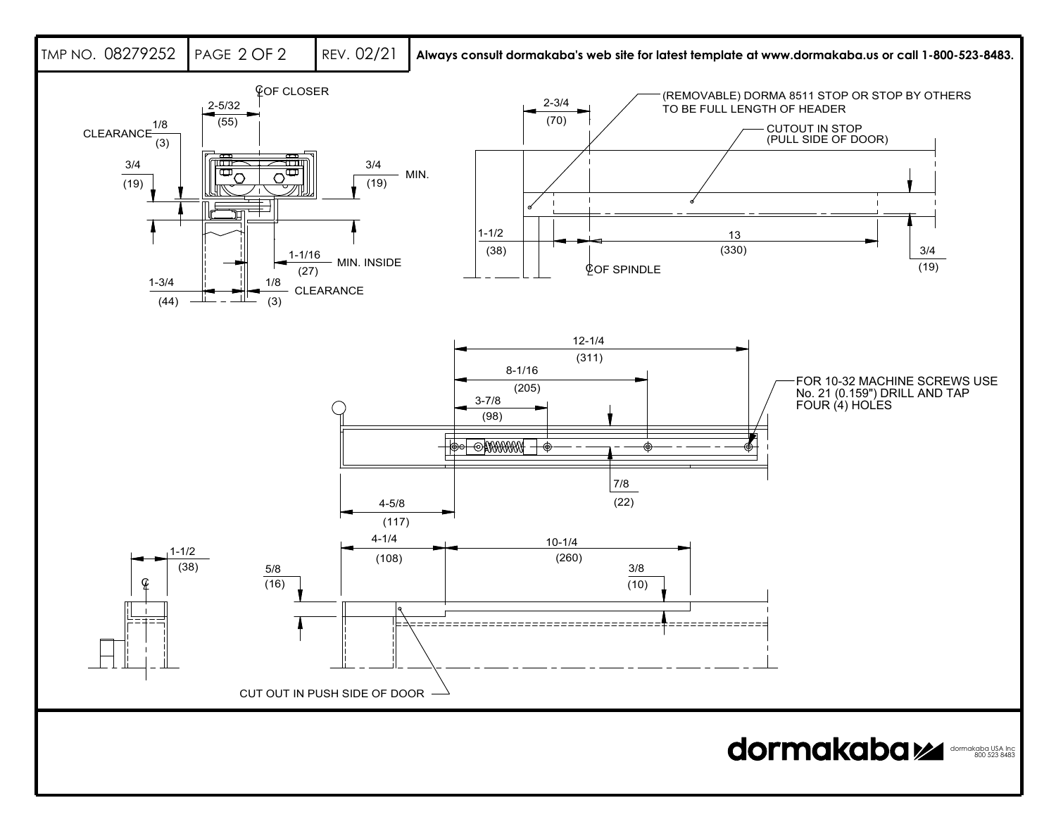TMP NO. 08279252 | PAGE 2 OF 2 | REV. 02/21

**Always consult dormakaba's web site for latest template at www.dormakaba.us or call 1-800-523-8483.**

℄ OF CLOSER

2-5/32
(55)

CLEARANCE 1/8
(3)

3/4
(19)

3/4
(19)
MIN.

1-1/16
(27)
MIN. INSIDE

1-3/4
(44)

1/8
(3)
CLEARANCE

2-3/4
(70)

(REMOVABLE) DORMA 8511 STOP OR STOP BY OTHERS TO BE FULL LENGTH OF HEADER

CUTOUT IN STOP (PULL SIDE OF DOOR)

1-1/2
(38)

13
(330)

3/4
(19)

℄ OF SPINDLE

12-1/4
(311)

8-1/16
(205)

3-7/8
(98)

FOR 10-32 MACHINE SCREWS USE No. 21 (0.159") DRILL AND TAP FOUR (4) HOLES

7/8
(22)

4-5/8
(117)

1-1/2
(38)

℄

4-1/4
(108)

10-1/4
(260)

5/8
(16)

3/8
(10)

CUT OUT IN PUSH SIDE OF DOOR

dormakaba

dormakaba USA Inc
800 523 8483